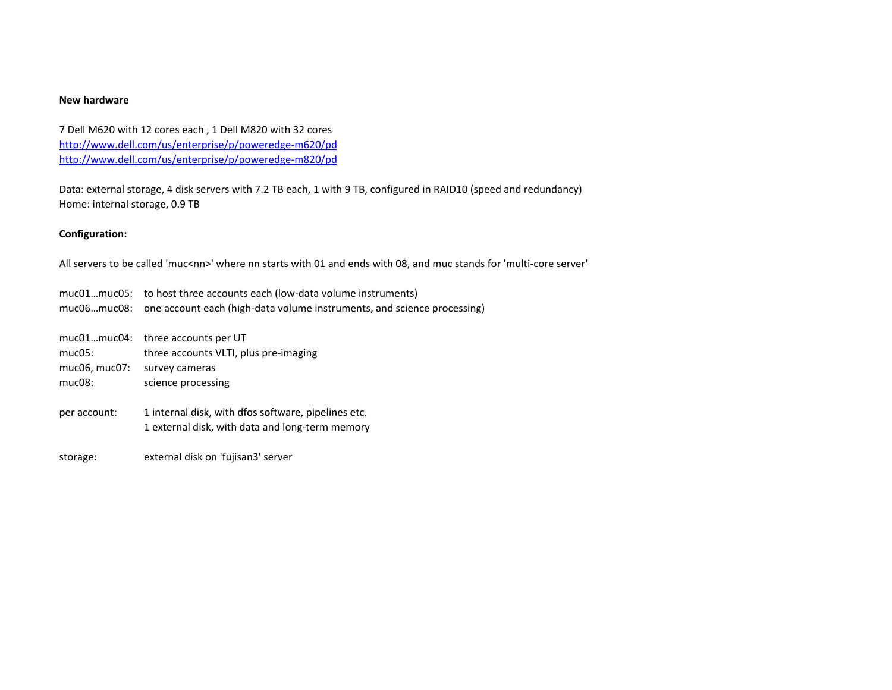**New hardware**

7 Dell M620 with 12 cores each , 1 Dell M820 with 32 cores
http://www.dell.com/us/enterprise/p/poweredge-m620/pd
http://www.dell.com/us/enterprise/p/poweredge-m820/pd

Data: external storage, 4 disk servers with 7.2 TB each, 1 with 9 TB, configured in RAID10 (speed and redundancy)
Home: internal storage, 0.9 TB

**Configuration:**

All servers to be called 'muc<nn>' where nn starts with 01 and ends with 08, and muc stands for 'multi-core server'

muc01…muc05: to host three accounts each (low-data volume instruments)
muc06…muc08: one account each (high-data volume instruments, and science processing)

muc01…muc04: three accounts per UT
muc05: three accounts VLTI, plus pre-imaging
muc06, muc07: survey cameras
muc08: science processing

per account: 1 internal disk, with dfos software, pipelines etc.
1 external disk, with data and long-term memory

storage: external disk on 'fujisan3' server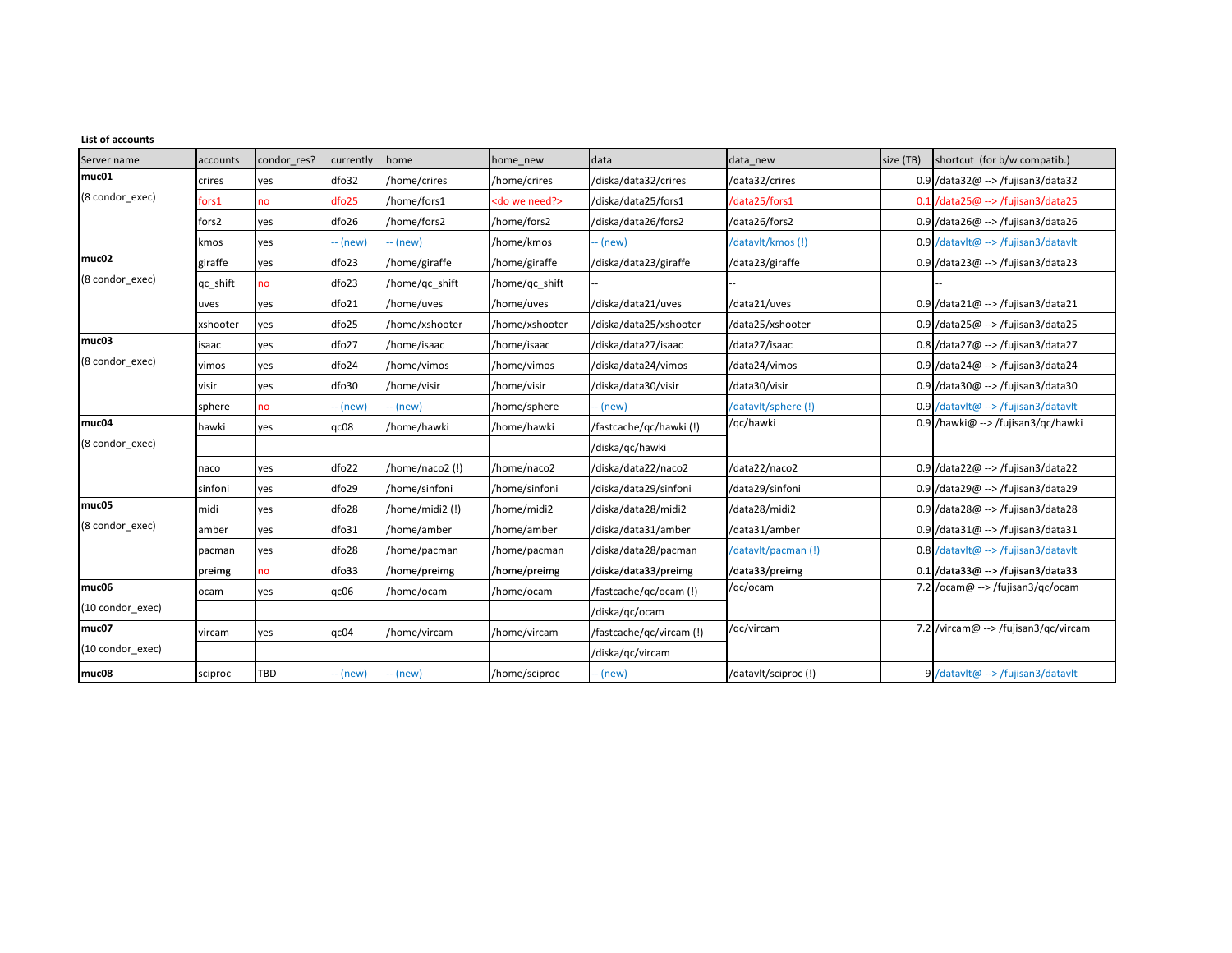**List of accounts**

| Server name | accounts | condor_res? | currently | home | home_new | data | data_new | size (TB) | shortcut (for b/w compatib.) |
|---|---|---|---|---|---|---|---|---|---|
| **muc01** | crires | yes | dfo32 | /home/crires | /home/crires | /diska/data32/crires | /data32/crires | 0.9 | /data32@ --> /fujisan3/data32 |
| (8 condor_exec) | fors1 | no | dfo25 | /home/fors1 | <do we need?> | /diska/data25/fors1 | /data25/fors1 | 0.1 | /data25@ --> /fujisan3/data25 |
| | fors2 | yes | dfo26 | /home/fors2 | /home/fors2 | /diska/data26/fors2 | /data26/fors2 | 0.9 | /data26@ --> /fujisan3/data26 |
| | kmos | yes | -- (new) | -- (new) | /home/kmos | -- (new) | /datavlt/kmos (!) | 0.9 | /datavlt@ --> /fujisan3/datavlt |
| **muc02** | giraffe | yes | dfo23 | /home/giraffe | /home/giraffe | /diska/data23/giraffe | /data23/giraffe | 0.9 | /data23@ --> /fujisan3/data23 |
| (8 condor_exec) | qc_shift | no | dfo23 | /home/qc_shift | /home/qc_shift | -- | -- | | -- |
| | uves | yes | dfo21 | /home/uves | /home/uves | /diska/data21/uves | /data21/uves | 0.9 | /data21@ --> /fujisan3/data21 |
| | xshooter | yes | dfo25 | /home/xshooter | /home/xshooter | /diska/data25/xshooter | /data25/xshooter | 0.9 | /data25@ --> /fujisan3/data25 |
| **muc03** | isaac | yes | dfo27 | /home/isaac | /home/isaac | /diska/data27/isaac | /data27/isaac | 0.8 | /data27@ --> /fujisan3/data27 |
| (8 condor_exec) | vimos | yes | dfo24 | /home/vimos | /home/vimos | /diska/data24/vimos | /data24/vimos | 0.9 | /data24@ --> /fujisan3/data24 |
| | visir | yes | dfo30 | /home/visir | /home/visir | /diska/data30/visir | /data30/visir | 0.9 | /data30@ --> /fujisan3/data30 |
| | sphere | no | -- (new) | -- (new) | /home/sphere | -- (new) | /datavlt/sphere (!) | 0.9 | /datavlt@ --> /fujisan3/datavlt |
| **muc04** | hawki | yes | qc08 | /home/hawki | /home/hawki | /fastcache/qc/hawki (!) | /qc/hawki | 0.9 | /hawki@ --> /fujisan3/qc/hawki |
| (8 condor_exec) | | | | | | /diska/qc/hawki | | | |
| | naco | yes | dfo22 | /home/naco2 (!) | /home/naco2 | /diska/data22/naco2 | /data22/naco2 | 0.9 | /data22@ --> /fujisan3/data22 |
| | sinfoni | yes | dfo29 | /home/sinfoni | /home/sinfoni | /diska/data29/sinfoni | /data29/sinfoni | 0.9 | /data29@ --> /fujisan3/data29 |
| **muc05** | midi | yes | dfo28 | /home/midi2 (!) | /home/midi2 | /diska/data28/midi2 | /data28/midi2 | 0.9 | /data28@ --> /fujisan3/data28 |
| (8 condor_exec) | amber | yes | dfo31 | /home/amber | /home/amber | /diska/data31/amber | /data31/amber | 0.9 | /data31@ --> /fujisan3/data31 |
| | pacman | yes | dfo28 | /home/pacman | /home/pacman | /diska/data28/pacman | /datavlt/pacman (!) | 0.8 | /datavlt@ --> /fujisan3/datavlt |
| | preimg | no | dfo33 | /home/preimg | /home/preimg | /diska/data33/preimg | /data33/preimg | 0.1 | /data33@ --> /fujisan3/data33 |
| **muc06** | ocam | yes | qc06 | /home/ocam | /home/ocam | /fastcache/qc/ocam (!) | /qc/ocam | 7.2 | /ocam@ --> /fujisan3/qc/ocam |
| (10 condor_exec) | | | | | | /diska/qc/ocam | | | |
| **muc07** | vircam | yes | qc04 | /home/vircam | /home/vircam | /fastcache/qc/vircam (!) | /qc/vircam | 7.2 | /vircam@ --> /fujisan3/qc/vircam |
| (10 condor_exec) | | | | | | /diska/qc/vircam | | | |
| **muc08** | sciproc | TBD | -- (new) | -- (new) | /home/sciproc | -- (new) | /datavlt/sciproc (!) | 9 | /datavlt@ --> /fujisan3/datavlt |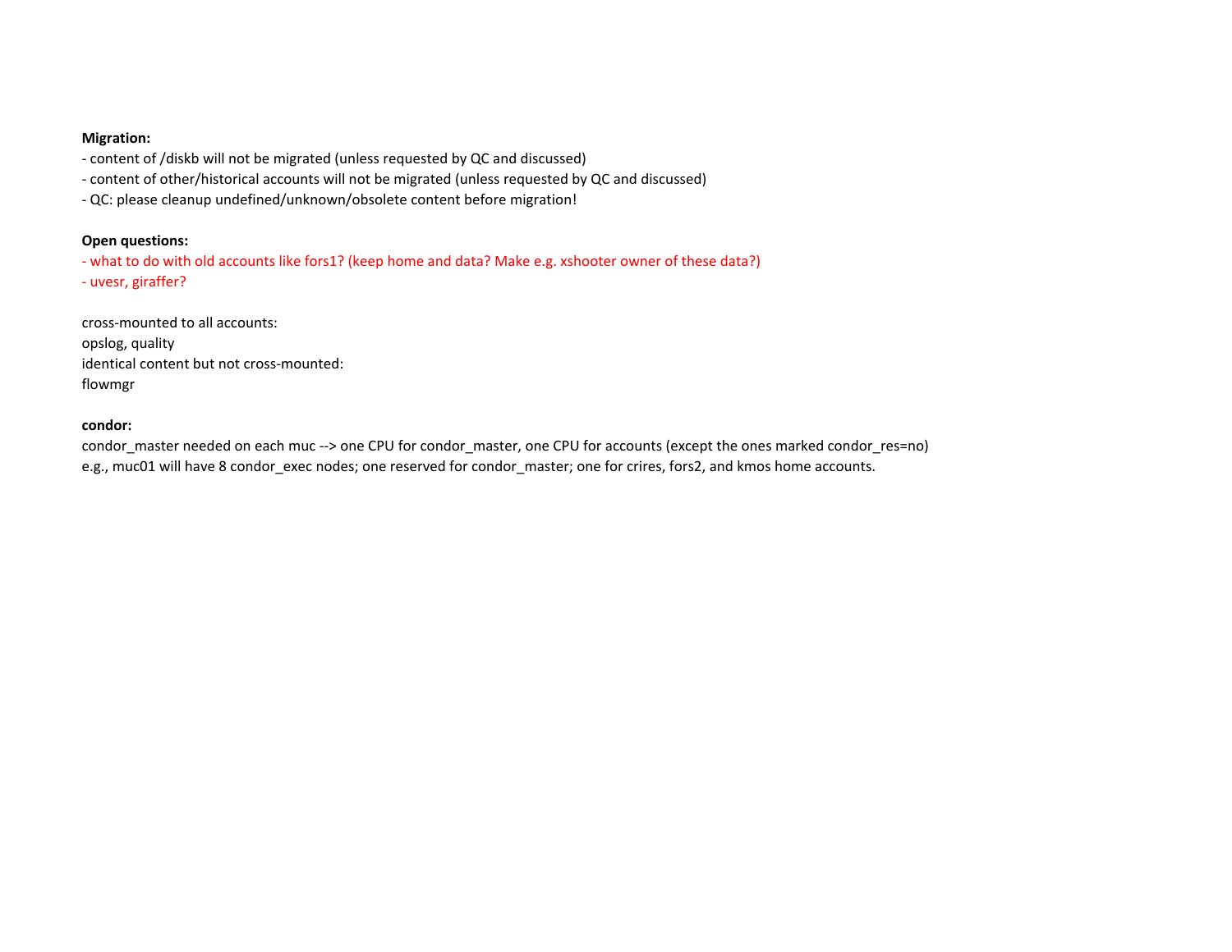**Migration:**

- content of /diskb will not be migrated (unless requested by QC and discussed)
- content of other/historical accounts will not be migrated (unless requested by QC and discussed)
- QC: please cleanup undefined/unknown/obsolete content before migration!

**Open questions:**

- what to do with old accounts like fors1? (keep home and data? Make e.g. xshooter owner of these data?)
- uvesr, giraffer?

cross-mounted to all accounts:
opslog, quality
identical content but not cross-mounted:
flowmgr

**condor:**

condor_master needed on each muc --> one CPU for condor_master, one CPU for accounts (except the ones marked condor_res=no)
e.g., muc01 will have 8 condor_exec nodes; one reserved for condor_master; one for crires, fors2, and kmos home accounts.